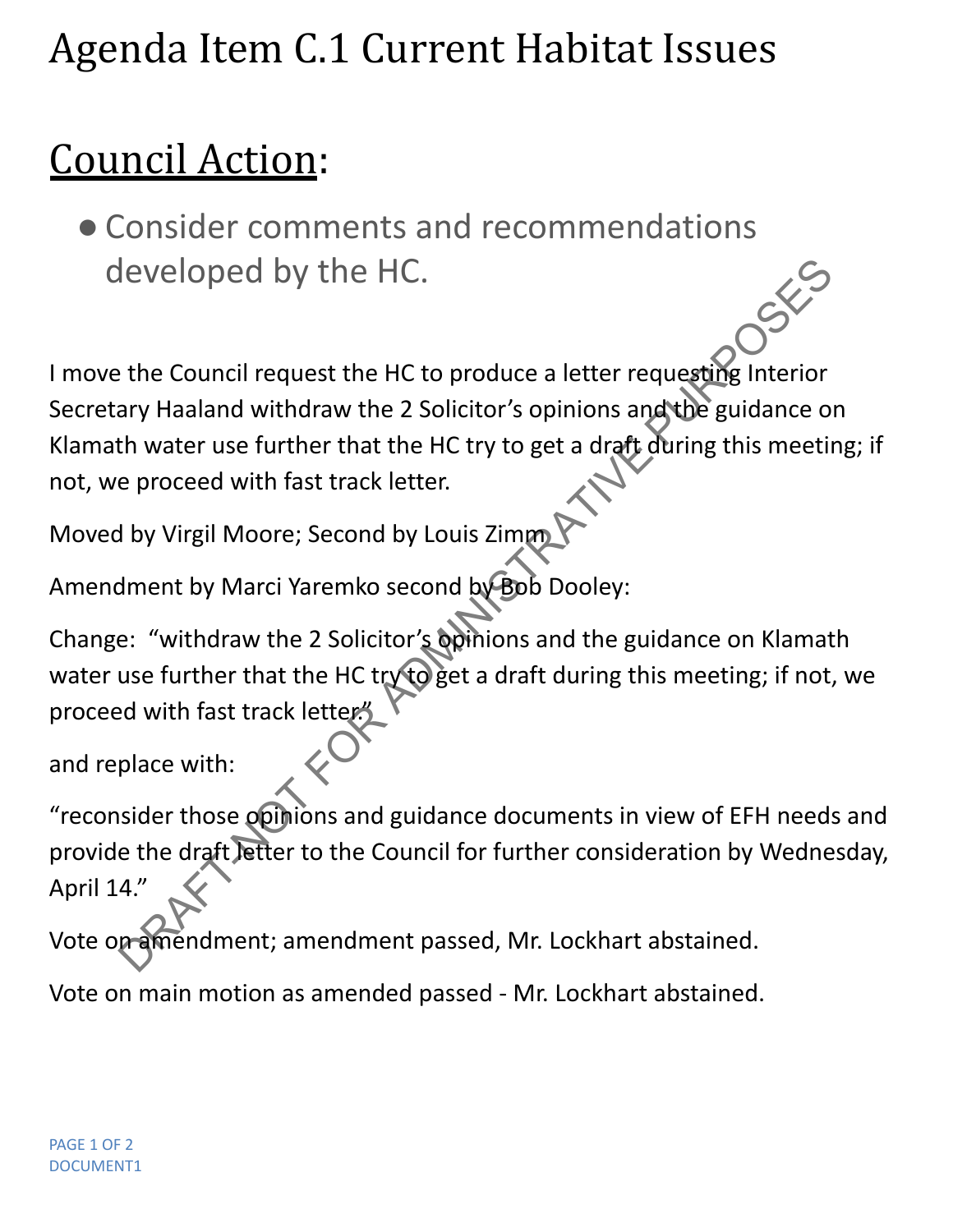# Agenda Item C.1 Current Habitat Issues

## Council Action:

- Consider comments and recommendations developed by the HC.

I move the Council request the HC to produce a letter requesting Interior Secretary Haaland withdraw the 2 Solicitor's opinions and the guidance on Klamath water use further that the HC try to get a draft during this meeting; if not, we proceed with fast track letter.

Moved by Virgil Moore; Second by Louis Zimm

Amendment by Marci Yaremko second by Bob Dooley:

Change: "withdraw the 2 Solicitor's opinions and the guidance on Klamath water use further that the HC try to get a draft during this meeting; if not, we proceed with fast track letter."

and replace with:

"reconsider those opinions and guidance documents in view of EFH needs and provide the draft letter to the Council for further consideration by Wednesday, April 14."

Vote on amendment; amendment passed, Mr. Lockhart abstained.

Vote on main motion as amended passed - Mr. Lockhart abstained.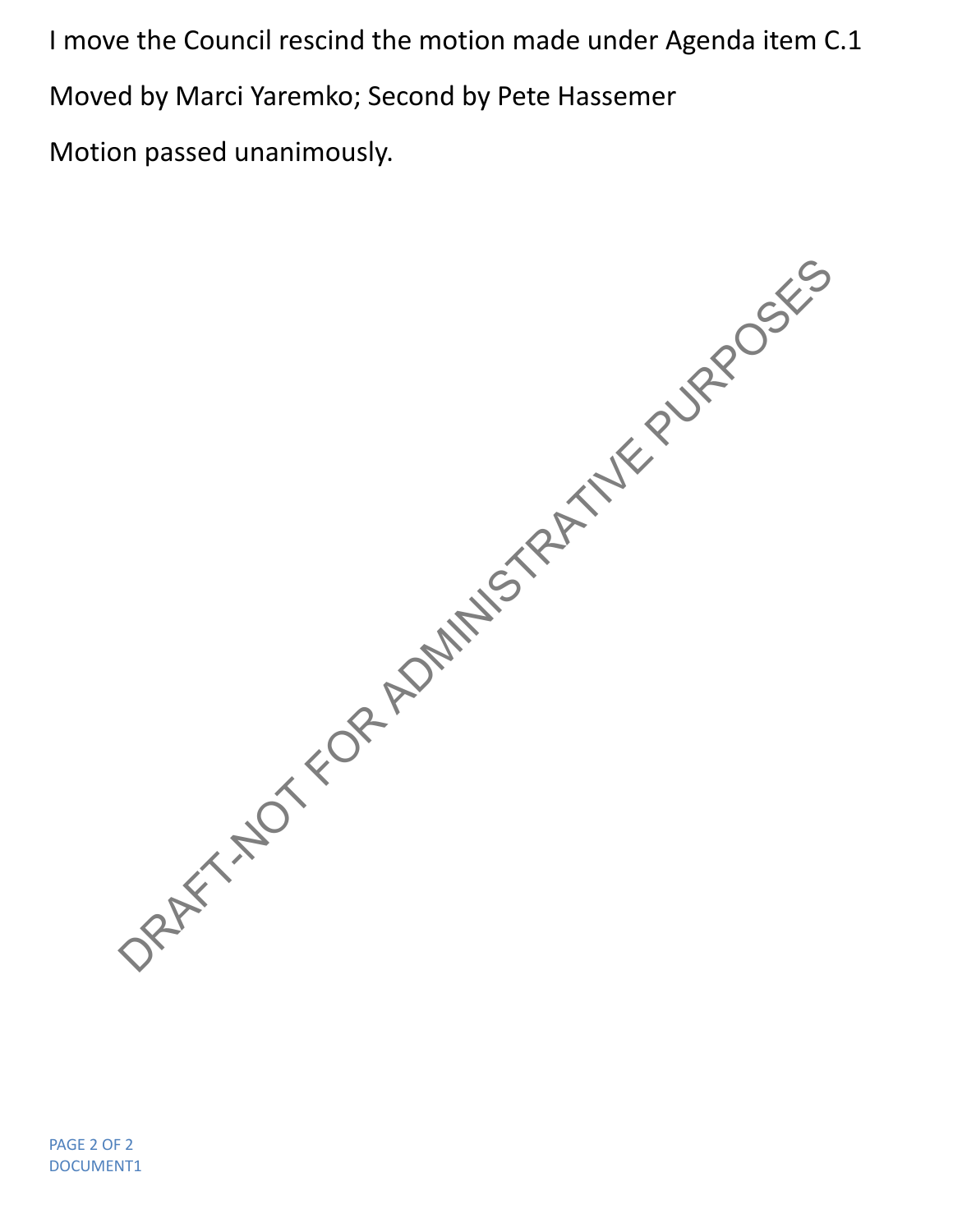I move the Council rescind the motion made under Agenda item C.1

Moved by Marci Yaremko; Second by Pete Hassemer

Motion passed unanimously.

DRAFT-NOT FOR ADMINISTRATIVE PURPOSES